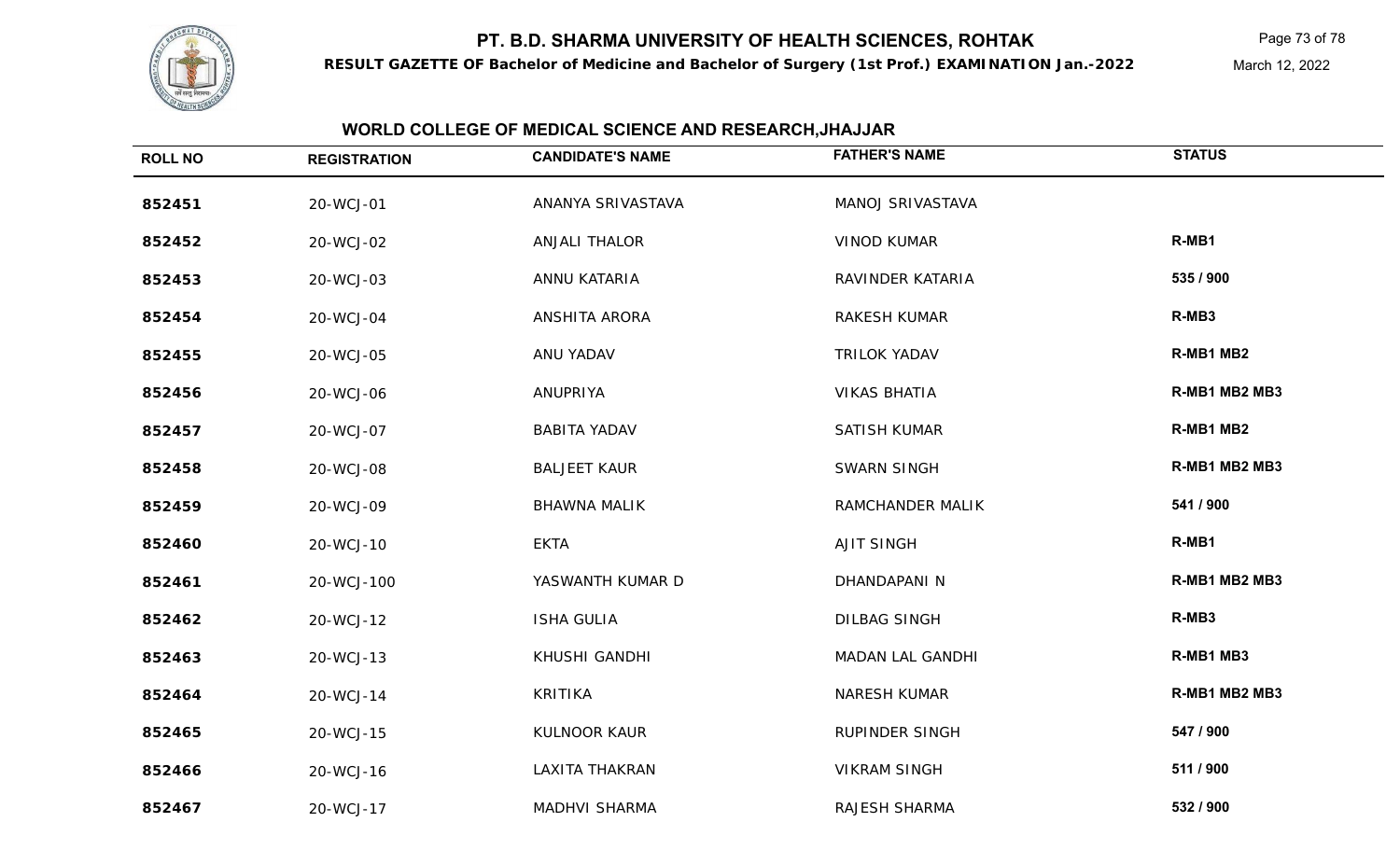# PT. B.D. SHARMA UNIVERSITY OF HEALTH SCIENCES, ROHTAK

**RESULT GAZETTE OF Bachelor of Medicine and Bachelor of Surgery (1st Prof.) EXAMINATION Jan.-2022**

March 12, 2022

## WORLD COLLEGE OF MEDICAL SCIENCE AND RESEARCH,JHAJJAR

| ROLL NO | REGISTRATION | CANDIDATE'S NAME | FATHER'S NAME | STATUS |
|---|---|---|---|---|
| **852451** | 20-WCJ-01 | ANANYA SRIVASTAVA | MANOJ SRIVASTAVA | |
| **852452** | 20-WCJ-02 | ANJALI THALOR | VINOD KUMAR | **R-MB1** |
| **852453** | 20-WCJ-03 | ANNU KATARIA | RAVINDER KATARIA | **535 / 900** |
| **852454** | 20-WCJ-04 | ANSHITA ARORA | RAKESH KUMAR | **R-MB3** |
| **852455** | 20-WCJ-05 | ANU YADAV | TRILOK YADAV | **R-MB1 MB2** |
| **852456** | 20-WCJ-06 | ANUPRIYA | VIKAS BHATIA | **R-MB1 MB2 MB3** |
| **852457** | 20-WCJ-07 | BABITA YADAV | SATISH KUMAR | **R-MB1 MB2** |
| **852458** | 20-WCJ-08 | BALJEET KAUR | SWARN SINGH | **R-MB1 MB2 MB3** |
| **852459** | 20-WCJ-09 | BHAWNA MALIK | RAMCHANDER MALIK | **541 / 900** |
| **852460** | 20-WCJ-10 | EKTA | AJIT SINGH | **R-MB1** |
| **852461** | 20-WCJ-100 | YASWANTH KUMAR D | DHANDAPANI N | **R-MB1 MB2 MB3** |
| **852462** | 20-WCJ-12 | ISHA GULIA | DILBAG SINGH | **R-MB3** |
| **852463** | 20-WCJ-13 | KHUSHI GANDHI | MADAN LAL GANDHI | **R-MB1 MB3** |
| **852464** | 20-WCJ-14 | KRITIKA | NARESH KUMAR | **R-MB1 MB2 MB3** |
| **852465** | 20-WCJ-15 | KULNOOR KAUR | RUPINDER SINGH | **547 / 900** |
| **852466** | 20-WCJ-16 | LAXITA THAKRAN | VIKRAM SINGH | **511 / 900** |
| **852467** | 20-WCJ-17 | MADHVI SHARMA | RAJESH SHARMA | **532 / 900** |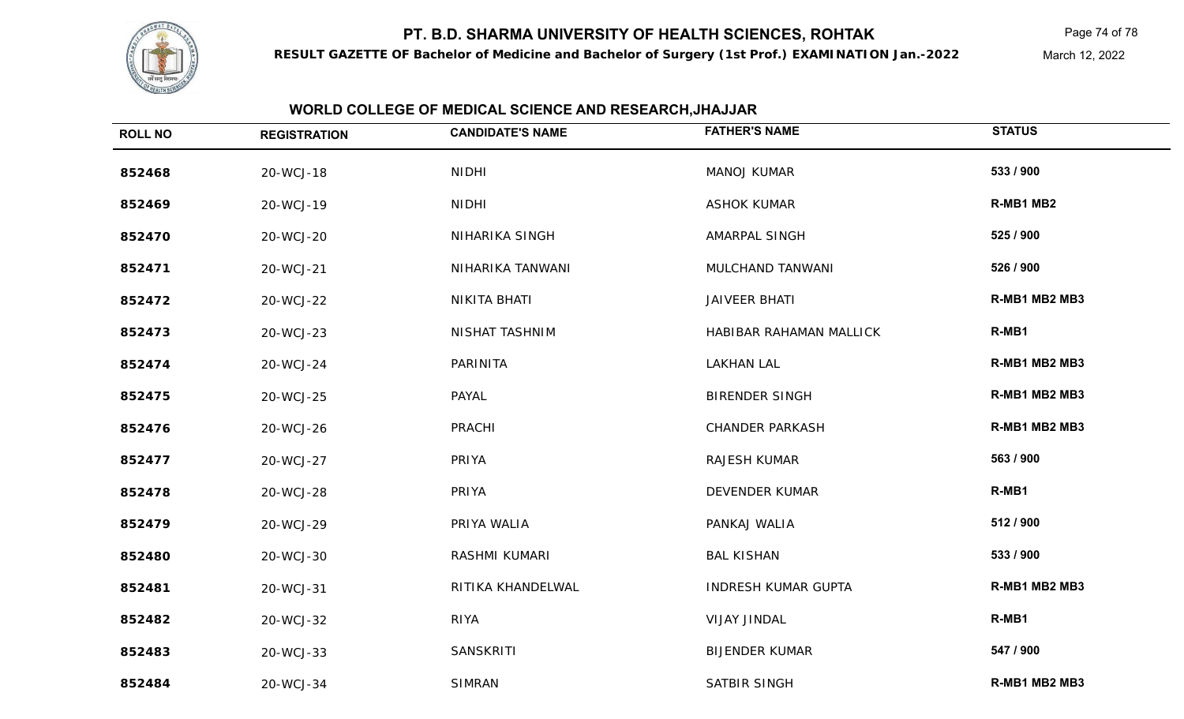# PT. B.D. SHARMA UNIVERSITY OF HEALTH SCIENCES, ROHTAK

**RESULT GAZETTE OF Bachelor of Medicine and Bachelor of Surgery (1st Prof.) EXAMINATION Jan.-2022**

March 12, 2022

## WORLD COLLEGE OF MEDICAL SCIENCE AND RESEARCH,JHAJJAR

| ROLL NO | REGISTRATION | CANDIDATE'S NAME | FATHER'S NAME | STATUS |
|---|---|---|---|---|
| **852468** | 20-WCJ-18 | NIDHI | MANOJ KUMAR | **533 / 900** |
| **852469** | 20-WCJ-19 | NIDHI | ASHOK KUMAR | **R-MB1 MB2** |
| **852470** | 20-WCJ-20 | NIHARIKA SINGH | AMARPAL SINGH | **525 / 900** |
| **852471** | 20-WCJ-21 | NIHARIKA TANWANI | MULCHAND TANWANI | **526 / 900** |
| **852472** | 20-WCJ-22 | NIKITA BHATI | JAIVEER BHATI | **R-MB1 MB2 MB3** |
| **852473** | 20-WCJ-23 | NISHAT TASHNIM | HABIBAR RAHAMAN MALLICK | **R-MB1** |
| **852474** | 20-WCJ-24 | PARINITA | LAKHAN LAL | **R-MB1 MB2 MB3** |
| **852475** | 20-WCJ-25 | PAYAL | BIRENDER SINGH | **R-MB1 MB2 MB3** |
| **852476** | 20-WCJ-26 | PRACHI | CHANDER PARKASH | **R-MB1 MB2 MB3** |
| **852477** | 20-WCJ-27 | PRIYA | RAJESH KUMAR | **563 / 900** |
| **852478** | 20-WCJ-28 | PRIYA | DEVENDER KUMAR | **R-MB1** |
| **852479** | 20-WCJ-29 | PRIYA WALIA | PANKAJ WALIA | **512 / 900** |
| **852480** | 20-WCJ-30 | RASHMI KUMARI | BAL KISHAN | **533 / 900** |
| **852481** | 20-WCJ-31 | RITIKA KHANDELWAL | INDRESH KUMAR GUPTA | **R-MB1 MB2 MB3** |
| **852482** | 20-WCJ-32 | RIYA | VIJAY JINDAL | **R-MB1** |
| **852483** | 20-WCJ-33 | SANSKRITI | BIJENDER KUMAR | **547 / 900** |
| **852484** | 20-WCJ-34 | SIMRAN | SATBIR SINGH | **R-MB1 MB2 MB3** |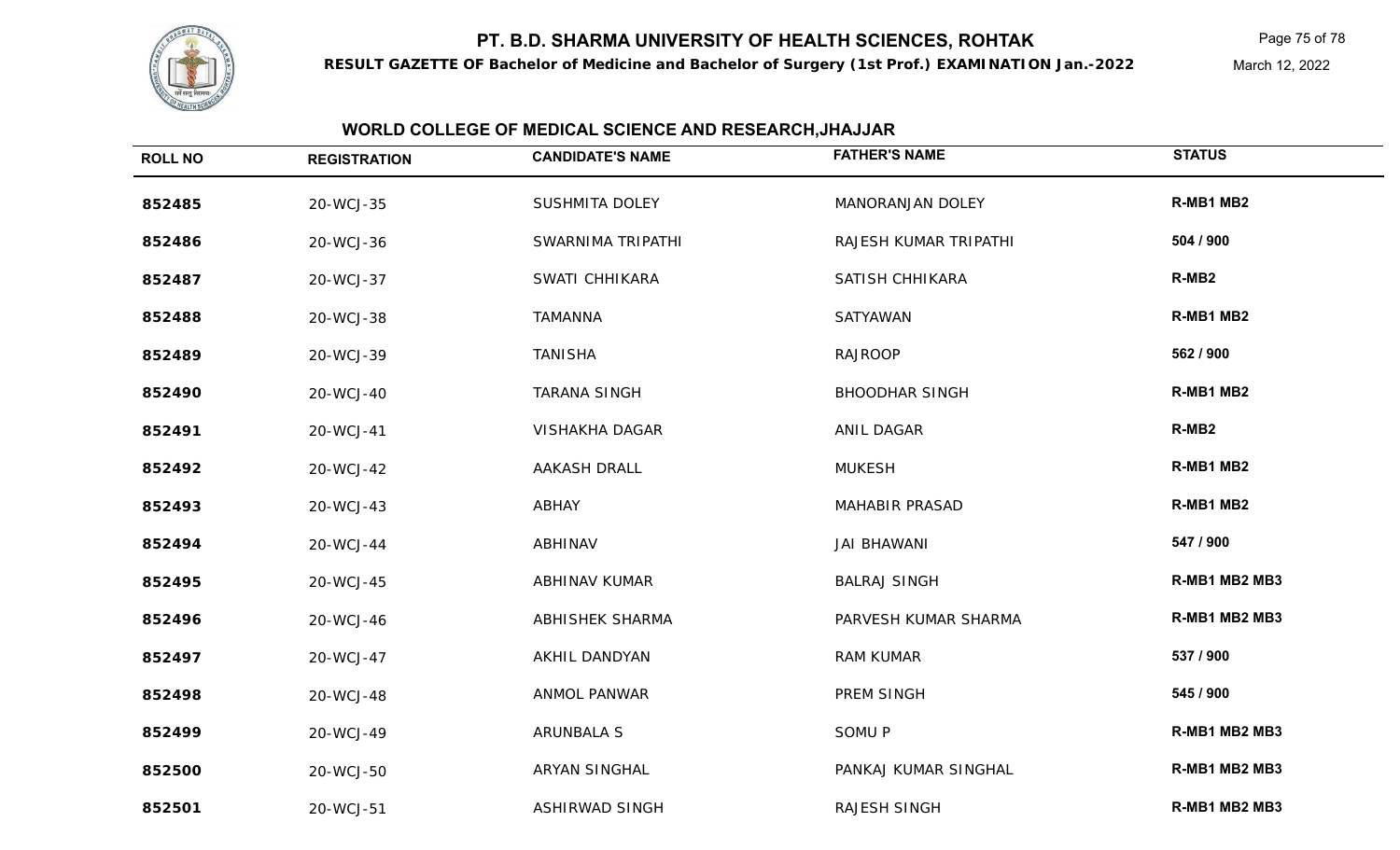# PT. B.D. SHARMA UNIVERSITY OF HEALTH SCIENCES, ROHTAK

**RESULT GAZETTE OF Bachelor of Medicine and Bachelor of Surgery (1st Prof.) EXAMINATION Jan.-2022**

March 12, 2022

## WORLD COLLEGE OF MEDICAL SCIENCE AND RESEARCH,JHAJJAR

| ROLL NO | REGISTRATION | CANDIDATE'S NAME | FATHER'S NAME | STATUS |
|---|---|---|---|---|
| **852485** | 20-WCJ-35 | SUSHMITA DOLEY | MANORANJAN DOLEY | **R-MB1 MB2** |
| **852486** | 20-WCJ-36 | SWARNIMA TRIPATHI | RAJESH KUMAR TRIPATHI | **504 / 900** |
| **852487** | 20-WCJ-37 | SWATI CHHIKARA | SATISH CHHIKARA | **R-MB2** |
| **852488** | 20-WCJ-38 | TAMANNA | SATYAWAN | **R-MB1 MB2** |
| **852489** | 20-WCJ-39 | TANISHA | RAJROOP | **562 / 900** |
| **852490** | 20-WCJ-40 | TARANA SINGH | BHOODHAR SINGH | **R-MB1 MB2** |
| **852491** | 20-WCJ-41 | VISHAKHA DAGAR | ANIL DAGAR | **R-MB2** |
| **852492** | 20-WCJ-42 | AAKASH DRALL | MUKESH | **R-MB1 MB2** |
| **852493** | 20-WCJ-43 | ABHAY | MAHABIR PRASAD | **R-MB1 MB2** |
| **852494** | 20-WCJ-44 | ABHINAV | JAI BHAWANI | **547 / 900** |
| **852495** | 20-WCJ-45 | ABHINAV KUMAR | BALRAJ SINGH | **R-MB1 MB2 MB3** |
| **852496** | 20-WCJ-46 | ABHISHEK SHARMA | PARVESH KUMAR SHARMA | **R-MB1 MB2 MB3** |
| **852497** | 20-WCJ-47 | AKHIL DANDYAN | RAM KUMAR | **537 / 900** |
| **852498** | 20-WCJ-48 | ANMOL PANWAR | PREM SINGH | **545 / 900** |
| **852499** | 20-WCJ-49 | ARUNBALA S | SOMU P | **R-MB1 MB2 MB3** |
| **852500** | 20-WCJ-50 | ARYAN SINGHAL | PANKAJ KUMAR SINGHAL | **R-MB1 MB2 MB3** |
| **852501** | 20-WCJ-51 | ASHIRWAD SINGH | RAJESH SINGH | **R-MB1 MB2 MB3** |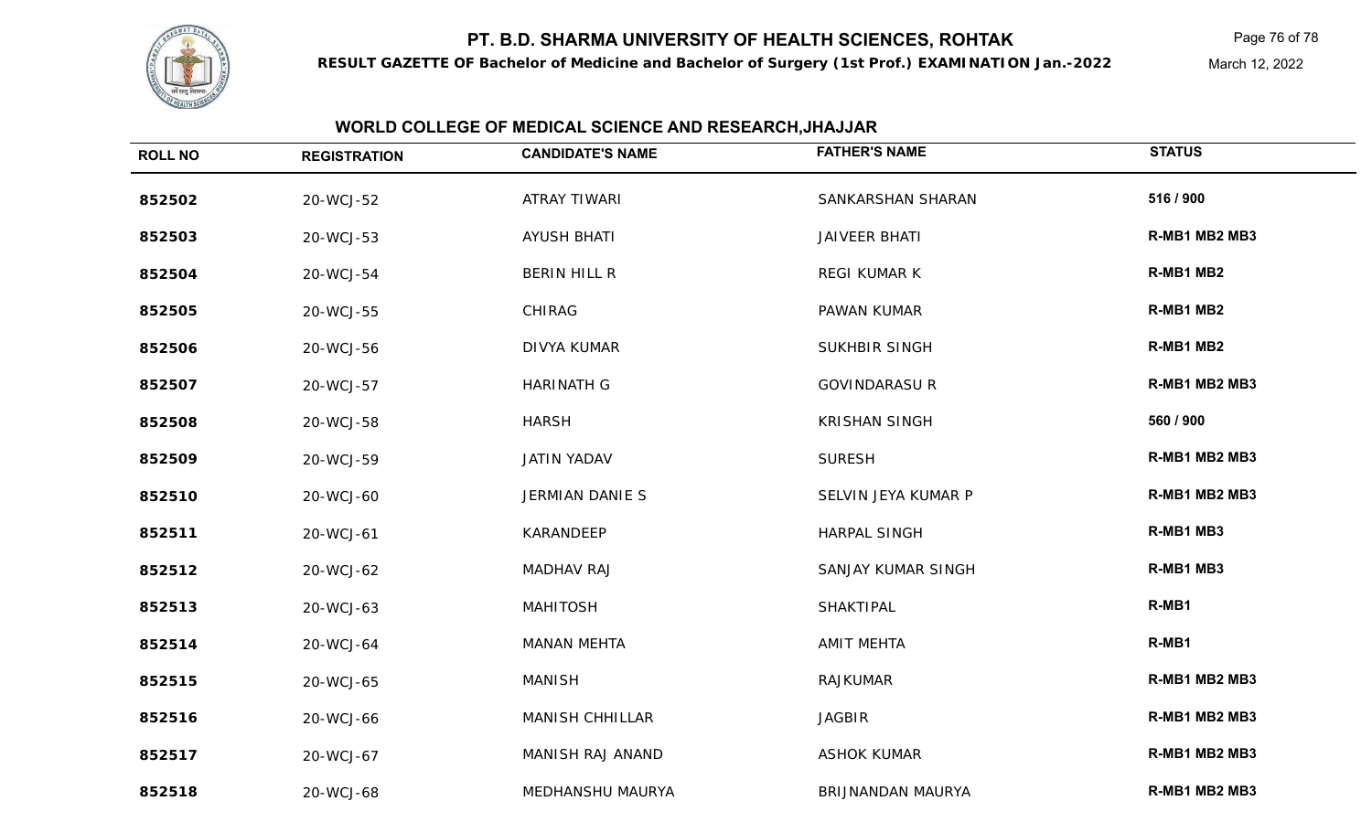## WORLD COLLEGE OF MEDICAL SCIENCE AND RESEARCH,JHAJJAR

| ROLL NO | REGISTRATION | CANDIDATE'S NAME | FATHER'S NAME | STATUS |
|---|---|---|---|---|
| 852502 | 20-WCJ-52 | ATRAY TIWARI | SANKARSHAN SHARAN | 516 / 900 |
| 852503 | 20-WCJ-53 | AYUSH BHATI | JAIVEER BHATI | R-MB1 MB2 MB3 |
| 852504 | 20-WCJ-54 | BERIN HILL R | REGI KUMAR K | R-MB1 MB2 |
| 852505 | 20-WCJ-55 | CHIRAG | PAWAN KUMAR | R-MB1 MB2 |
| 852506 | 20-WCJ-56 | DIVYA KUMAR | SUKHBIR SINGH | R-MB1 MB2 |
| 852507 | 20-WCJ-57 | HARINATH G | GOVINDARASU R | R-MB1 MB2 MB3 |
| 852508 | 20-WCJ-58 | HARSH | KRISHAN SINGH | 560 / 900 |
| 852509 | 20-WCJ-59 | JATIN YADAV | SURESH | R-MB1 MB2 MB3 |
| 852510 | 20-WCJ-60 | JERMIAN DANIE S | SELVIN JEYA KUMAR P | R-MB1 MB2 MB3 |
| 852511 | 20-WCJ-61 | KARANDEEP | HARPAL SINGH | R-MB1 MB3 |
| 852512 | 20-WCJ-62 | MADHAV RAJ | SANJAY KUMAR SINGH | R-MB1 MB3 |
| 852513 | 20-WCJ-63 | MAHITOSH | SHAKTIPAL | R-MB1 |
| 852514 | 20-WCJ-64 | MANAN MEHTA | AMIT MEHTA | R-MB1 |
| 852515 | 20-WCJ-65 | MANISH | RAJKUMAR | R-MB1 MB2 MB3 |
| 852516 | 20-WCJ-66 | MANISH CHHILLAR | JAGBIR | R-MB1 MB2 MB3 |
| 852517 | 20-WCJ-67 | MANISH RAJ ANAND | ASHOK KUMAR | R-MB1 MB2 MB3 |
| 852518 | 20-WCJ-68 | MEDHANSHU MAURYA | BRIJNANDAN MAURYA | R-MB1 MB2 MB3 |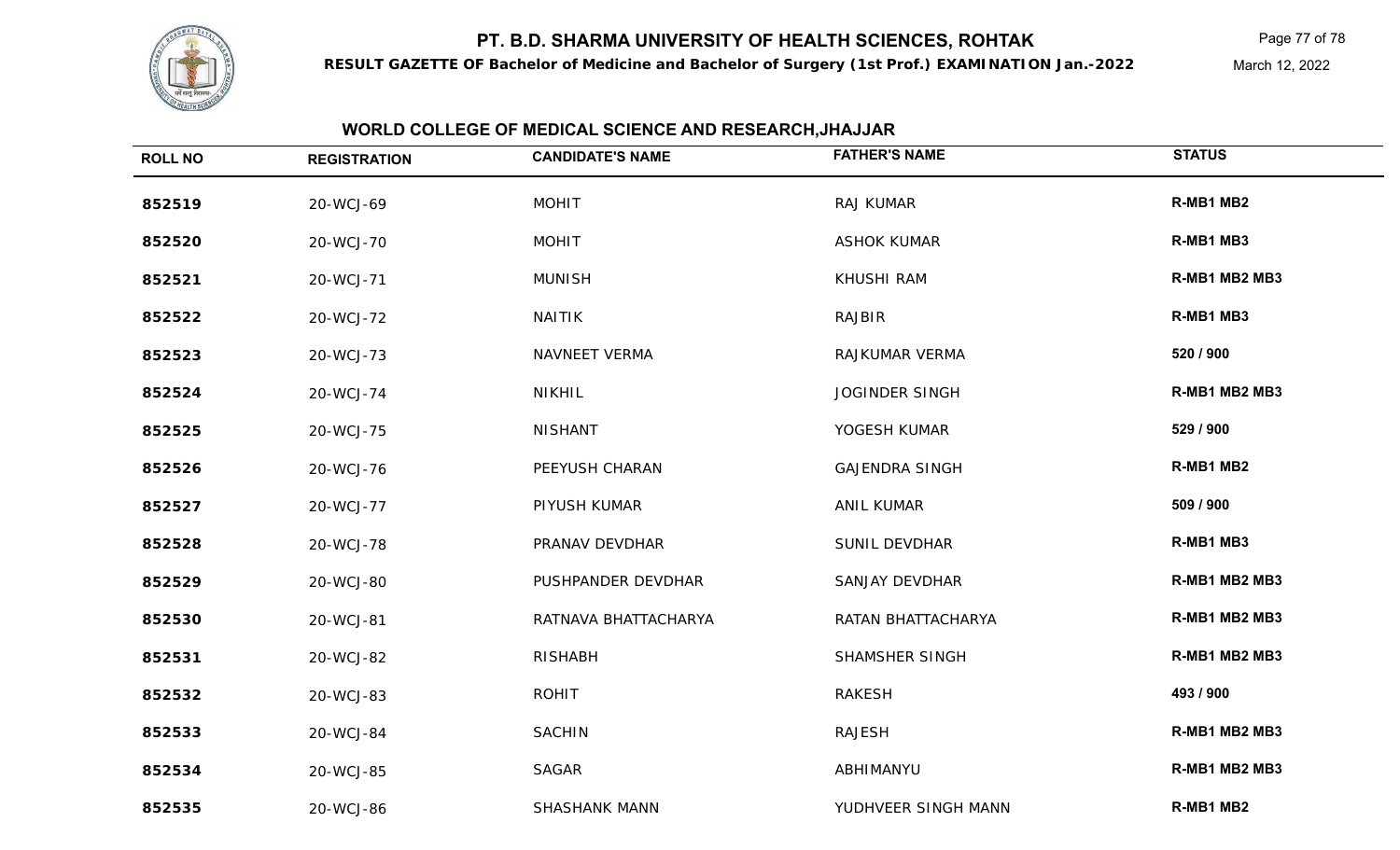# PT. B.D. SHARMA UNIVERSITY OF HEALTH SCIENCES, ROHTAK

**RESULT GAZETTE OF Bachelor of Medicine and Bachelor of Surgery (1st Prof.) EXAMINATION Jan.-2022**

March 12, 2022

## WORLD COLLEGE OF MEDICAL SCIENCE AND RESEARCH,JHAJJAR

| ROLL NO | REGISTRATION | CANDIDATE'S NAME | FATHER'S NAME | STATUS |
|---|---|---|---|---|
| **852519** | 20-WCJ-69 | MOHIT | RAJ KUMAR | **R-MB1 MB2** |
| **852520** | 20-WCJ-70 | MOHIT | ASHOK KUMAR | **R-MB1 MB3** |
| **852521** | 20-WCJ-71 | MUNISH | KHUSHI RAM | **R-MB1 MB2 MB3** |
| **852522** | 20-WCJ-72 | NAITIK | RAJBIR | **R-MB1 MB3** |
| **852523** | 20-WCJ-73 | NAVNEET VERMA | RAJKUMAR VERMA | **520 / 900** |
| **852524** | 20-WCJ-74 | NIKHIL | JOGINDER SINGH | **R-MB1 MB2 MB3** |
| **852525** | 20-WCJ-75 | NISHANT | YOGESH KUMAR | **529 / 900** |
| **852526** | 20-WCJ-76 | PEEYUSH CHARAN | GAJENDRA SINGH | **R-MB1 MB2** |
| **852527** | 20-WCJ-77 | PIYUSH KUMAR | ANIL KUMAR | **509 / 900** |
| **852528** | 20-WCJ-78 | PRANAV DEVDHAR | SUNIL DEVDHAR | **R-MB1 MB3** |
| **852529** | 20-WCJ-80 | PUSHPANDER DEVDHAR | SANJAY DEVDHAR | **R-MB1 MB2 MB3** |
| **852530** | 20-WCJ-81 | RATNAVA BHATTACHARYA | RATAN BHATTACHARYA | **R-MB1 MB2 MB3** |
| **852531** | 20-WCJ-82 | RISHABH | SHAMSHER SINGH | **R-MB1 MB2 MB3** |
| **852532** | 20-WCJ-83 | ROHIT | RAKESH | **493 / 900** |
| **852533** | 20-WCJ-84 | SACHIN | RAJESH | **R-MB1 MB2 MB3** |
| **852534** | 20-WCJ-85 | SAGAR | ABHIMANYU | **R-MB1 MB2 MB3** |
| **852535** | 20-WCJ-86 | SHASHANK MANN | YUDHVEER SINGH MANN | **R-MB1 MB2** |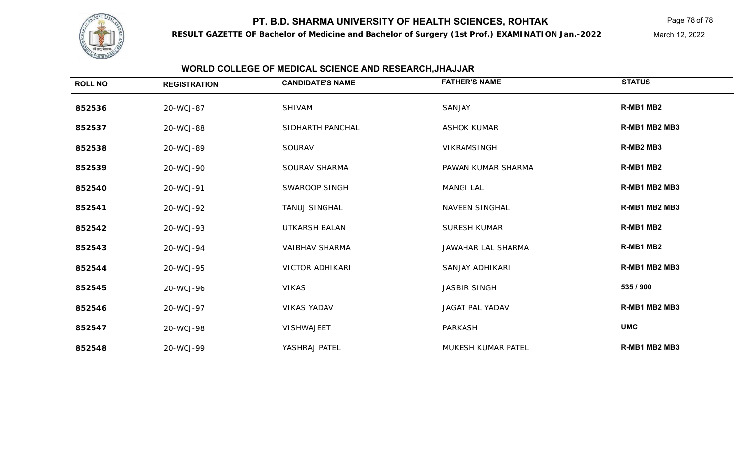## WORLD COLLEGE OF MEDICAL SCIENCE AND RESEARCH,JHAJJAR

| ROLL NO | REGISTRATION | CANDIDATE'S NAME | FATHER'S NAME | STATUS |
|---|---|---|---|---|
| 852536 | 20-WCJ-87 | SHIVAM | SANJAY | R-MB1 MB2 |
| 852537 | 20-WCJ-88 | SIDHARTH PANCHAL | ASHOK KUMAR | R-MB1 MB2 MB3 |
| 852538 | 20-WCJ-89 | SOURAV | VIKRAMSINGH | R-MB2 MB3 |
| 852539 | 20-WCJ-90 | SOURAV SHARMA | PAWAN KUMAR SHARMA | R-MB1 MB2 |
| 852540 | 20-WCJ-91 | SWAROOP SINGH | MANGI LAL | R-MB1 MB2 MB3 |
| 852541 | 20-WCJ-92 | TANUJ SINGHAL | NAVEEN SINGHAL | R-MB1 MB2 MB3 |
| 852542 | 20-WCJ-93 | UTKARSH BALAN | SURESH KUMAR | R-MB1 MB2 |
| 852543 | 20-WCJ-94 | VAIBHAV SHARMA | JAWAHAR LAL SHARMA | R-MB1 MB2 |
| 852544 | 20-WCJ-95 | VICTOR ADHIKARI | SANJAY ADHIKARI | R-MB1 MB2 MB3 |
| 852545 | 20-WCJ-96 | VIKAS | JASBIR SINGH | 535 / 900 |
| 852546 | 20-WCJ-97 | VIKAS YADAV | JAGAT PAL YADAV | R-MB1 MB2 MB3 |
| 852547 | 20-WCJ-98 | VISHWAJEET | PARKASH | UMC |
| 852548 | 20-WCJ-99 | YASHRAJ PATEL | MUKESH KUMAR PATEL | R-MB1 MB2 MB3 |